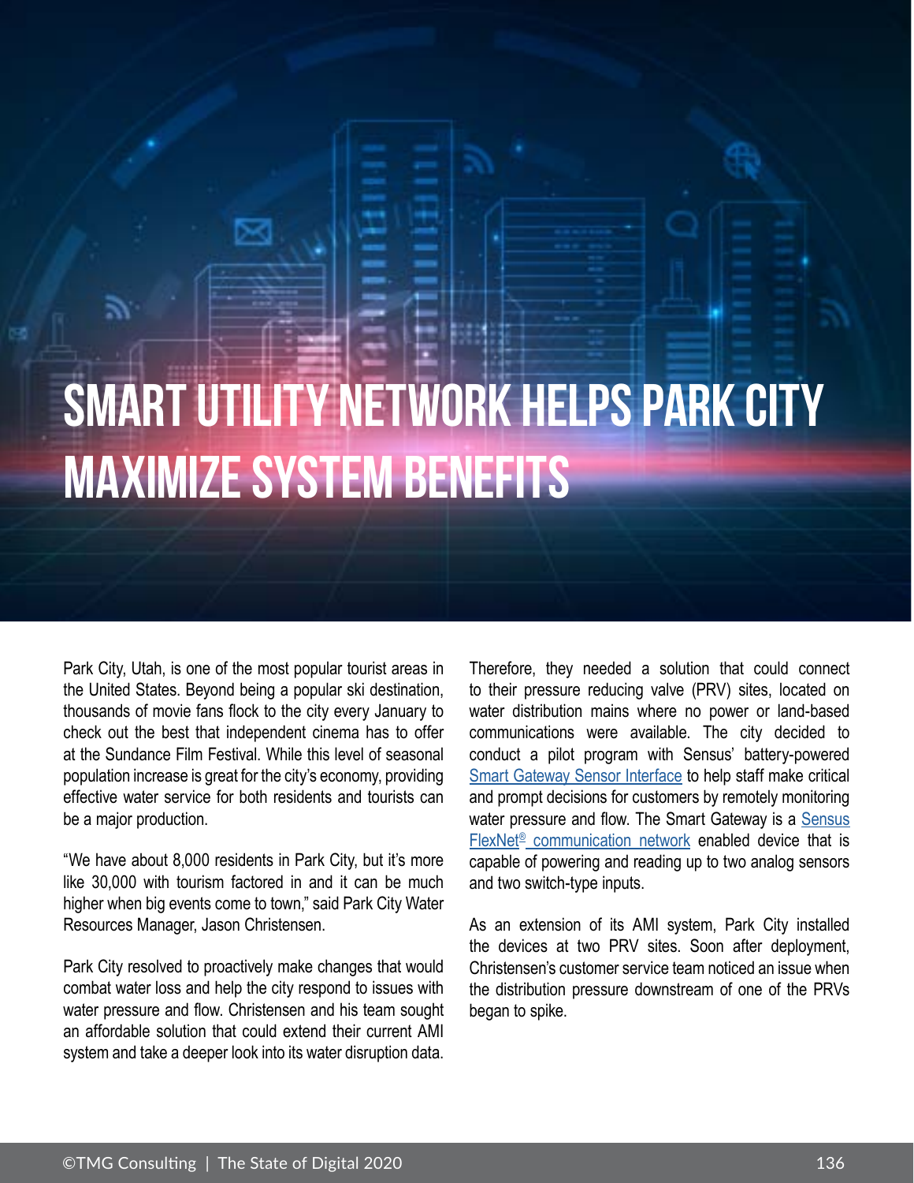# SMART UTILITY NETWORK HELPS PARK CITY MAXIMIZE SYSTEM BENEFITS

Park City, Utah, is one of the most popular tourist areas in the United States. Beyond being a popular ski destination, thousands of movie fans flock to the city every January to check out the best that independent cinema has to offer at the Sundance Film Festival. While this level of seasonal population increase is great for the city's economy, providing effective water service for both residents and tourists can be a major production.

"We have about 8,000 residents in Park City, but it's more like 30,000 with tourism factored in and it can be much higher when big events come to town," said Park City Water Resources Manager, Jason Christensen.

Park City resolved to proactively make changes that would combat water loss and help the city respond to issues with water pressure and flow. Christensen and his team sought an affordable solution that could extend their current AMI system and take a deeper look into its water disruption data. Therefore, they needed a solution that could connect to their pressure reducing valve (PRV) sites, located on water distribution mains where no power or land-based communications were available. The city decided to conduct a pilot program with Sensus' battery-powered Smart Gateway Sensor Interface to help staff make critical and prompt decisions for customers by remotely monitoring water pressure and flow. The Smart Gateway is a Sensus FlexNet® communication network enabled device that is capable of powering and reading up to two analog sensors and two switch-type inputs.

As an extension of its AMI system, Park City installed the devices at two PRV sites. Soon after deployment, Christensen's customer service team noticed an issue when the distribution pressure downstream of one of the PRVs began to spike.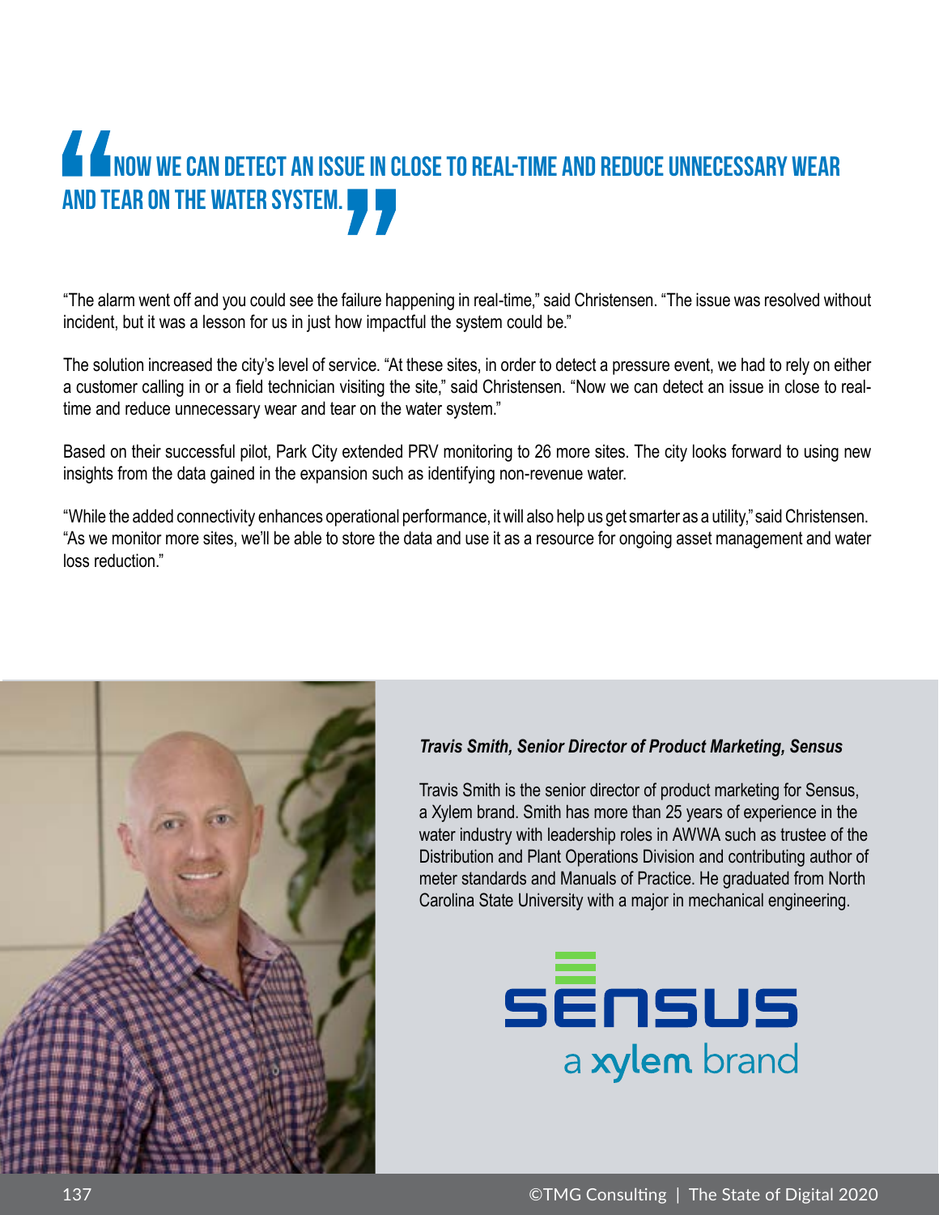> **"Now we can detect an issue in close to real-time and reduce unnecessary wear and tear on the water system."**

"The alarm went off and you could see the failure happening in real-time," said Christensen. "The issue was resolved without incident, but it was a lesson for us in just how impactful the system could be."

The solution increased the city's level of service. "At these sites, in order to detect a pressure event, we had to rely on either a customer calling in or a field technician visiting the site," said Christensen. "Now we can detect an issue in close to real-time and reduce unnecessary wear and tear on the water system."

Based on their successful pilot, Park City extended PRV monitoring to 26 more sites. The city looks forward to using new insights from the data gained in the expansion such as identifying non-revenue water.

"While the added connectivity enhances operational performance, it will also help us get smarter as a utility," said Christensen. "As we monitor more sites, we'll be able to store the data and use it as a resource for ongoing asset management and water loss reduction."

***Travis Smith, Senior Director of Product Marketing, Sensus***

Travis Smith is the senior director of product marketing for Sensus, a Xylem brand. Smith has more than 25 years of experience in the water industry with leadership roles in AWWA such as trustee of the Distribution and Plant Operations Division and contributing author of meter standards and Manuals of Practice. He graduated from North Carolina State University with a major in mechanical engineering.

SENSUS
a xylem brand